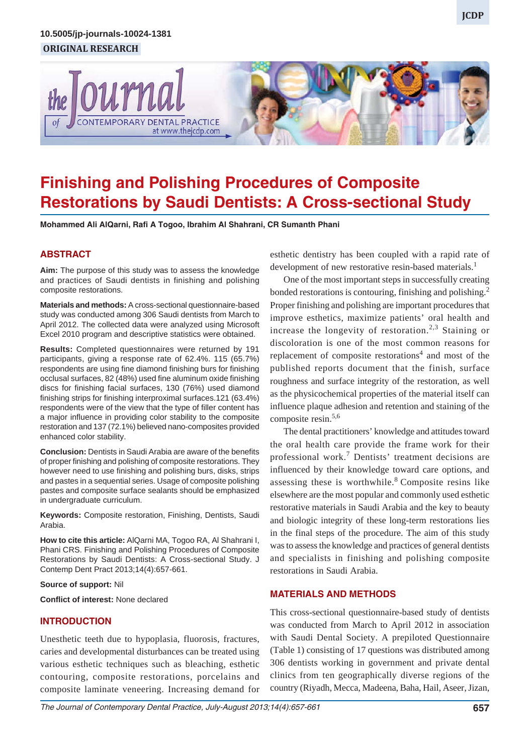10.5005/jp-journals-10024-1381

ORIGINAL RESEARCH

# Finishing and Polishing Procedures of Composite Restorations by Saudi Dentists: A Cross-sectional Study

**Mohammed Ali AlQarni, Rafi A Togoo, Ibrahim Al Shahrani, CR Sumanth Phani**

## ABSTRACT

**Aim:** The purpose of this study was to assess the knowledge and practices of Saudi dentists in finishing and polishing composite restorations.

**Materials and methods:** A cross-sectional questionnaire-based study was conducted among 306 Saudi dentists from March to April 2012. The collected data were analyzed using Microsoft Excel 2010 program and descriptive statistics were obtained.

**Results:** Completed questionnaires were returned by 191 participants, giving a response rate of 62.4%. 115 (65.7%) respondents are using fine diamond finishing burs for finishing occlusal surfaces, 82 (48%) used fine aluminum oxide finishing discs for finishing facial surfaces, 130 (76%) used diamond finishing strips for finishing interproximal surfaces.121 (63.4%) respondents were of the view that the type of filler content has a major influence in providing color stability to the composite restoration and 137 (72.1%) believed nano-composites provided enhanced color stability.

**Conclusion:** Dentists in Saudi Arabia are aware of the benefits of proper finishing and polishing of composite restorations. They however need to use finishing and polishing burs, disks, strips and pastes in a sequential series. Usage of composite polishing pastes and composite surface sealants should be emphasized in undergraduate curriculum.

**Keywords:** Composite restoration, Finishing, Dentists, Saudi Arabia.

**How to cite this article:** AlQarni MA, Togoo RA, Al Shahrani I, Phani CRS. Finishing and Polishing Procedures of Composite Restorations by Saudi Dentists: A Cross-sectional Study. J Contemp Dent Pract 2013;14(4):657-661.

**Source of support:** Nil

**Conflict of interest:** None declared

## INTRODUCTION

Unesthetic teeth due to hypoplasia, fluorosis, fractures, caries and developmental disturbances can be treated using various esthetic techniques such as bleaching, esthetic contouring, composite restorations, porcelains and composite laminate veneering. Increasing demand for esthetic dentistry has been coupled with a rapid rate of development of new restorative resin-based materials.[1]

One of the most important steps in successfully creating bonded restorations is contouring, finishing and polishing.[2] Proper finishing and polishing are important procedures that improve esthetics, maximize patients' oral health and increase the longevity of restoration.[2,3] Staining or discoloration is one of the most common reasons for replacement of composite restorations[4] and most of the published reports document that the finish, surface roughness and surface integrity of the restoration, as well as the physicochemical properties of the material itself can influence plaque adhesion and retention and staining of the composite resin.[5,6]

The dental practitioners' knowledge and attitudes toward the oral health care provide the frame work for their professional work.[7] Dentists' treatment decisions are influenced by their knowledge toward care options, and assessing these is worthwhile.[8] Composite resins like elsewhere are the most popular and commonly used esthetic restorative materials in Saudi Arabia and the key to beauty and biologic integrity of these long-term restorations lies in the final steps of the procedure. The aim of this study was to assess the knowledge and practices of general dentists and specialists in finishing and polishing composite restorations in Saudi Arabia.

## MATERIALS AND METHODS

This cross-sectional questionnaire-based study of dentists was conducted from March to April 2012 in association with Saudi Dental Society. A prepiloted Questionnaire (Table 1) consisting of 17 questions was distributed among 306 dentists working in government and private dental clinics from ten geographically diverse regions of the country (Riyadh, Mecca, Madeena, Baha, Hail, Aseer, Jizan,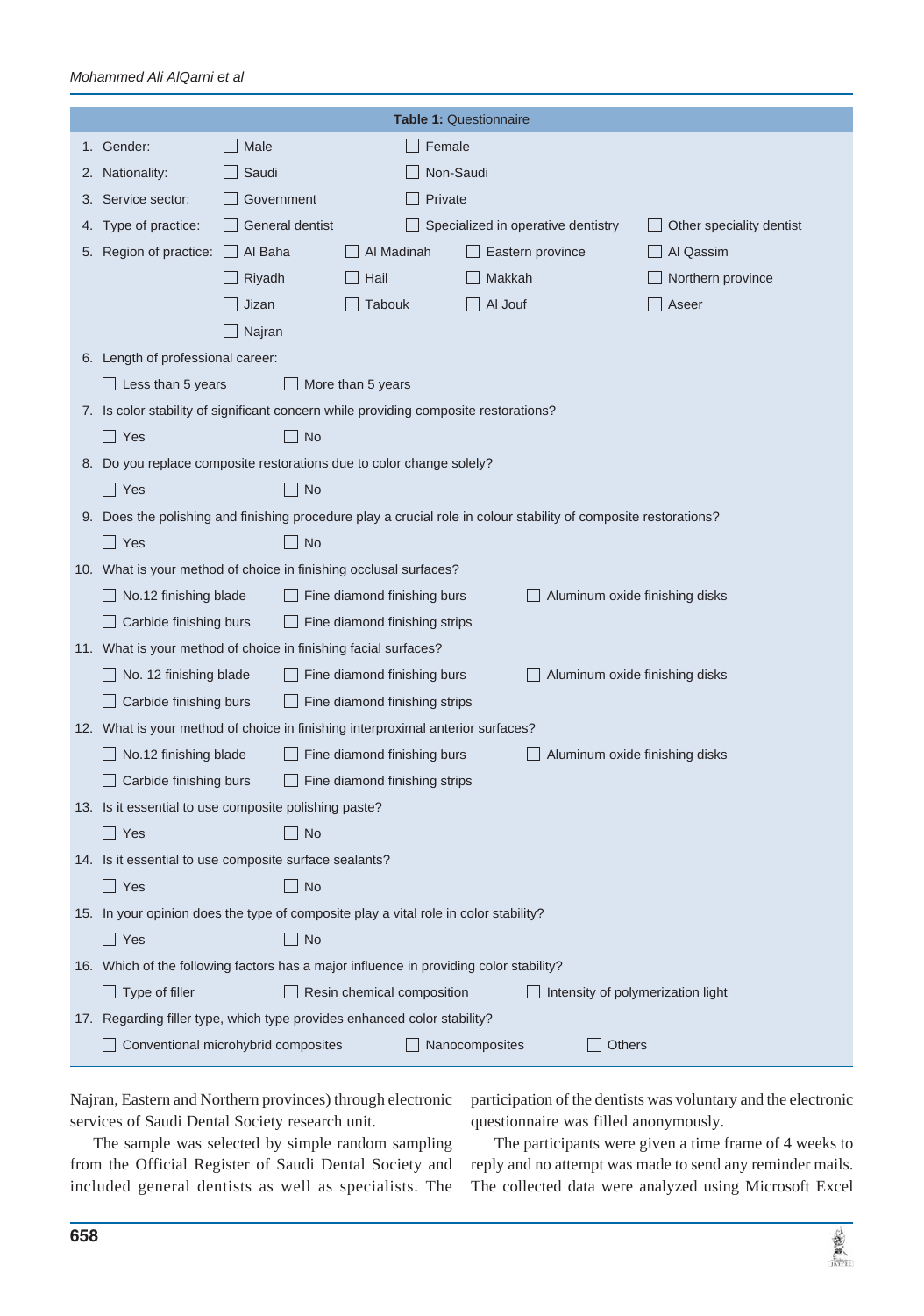**Table 1:** Questionnaire

1. Gender: ☐ Male ☐ Female
2. Nationality: ☐ Saudi ☐ Non-Saudi
3. Service sector: ☐ Government ☐ Private
4. Type of practice: ☐ General dentist ☐ Specialized in operative dentistry ☐ Other speciality dentist
5. Region of practice: ☐ Al Baha ☐ Al Madinah ☐ Eastern province ☐ Al Qassim ☐ Riyadh ☐ Hail ☐ Makkah ☐ Northern province ☐ Jizan ☐ Tabouk ☐ Al Jouf ☐ Aseer ☐ Najran
6. Length of professional career:
   ☐ Less than 5 years ☐ More than 5 years
7. Is color stability of significant concern while providing composite restorations?
   ☐ Yes ☐ No
8. Do you replace composite restorations due to color change solely?
   ☐ Yes ☐ No
9. Does the polishing and finishing procedure play a crucial role in colour stability of composite restorations?
   ☐ Yes ☐ No
10. What is your method of choice in finishing occlusal surfaces?
    ☐ No.12 finishing blade ☐ Fine diamond finishing burs ☐ Aluminum oxide finishing disks
    ☐ Carbide finishing burs ☐ Fine diamond finishing strips
11. What is your method of choice in finishing facial surfaces?
    ☐ No. 12 finishing blade ☐ Fine diamond finishing burs ☐ Aluminum oxide finishing disks
    ☐ Carbide finishing burs ☐ Fine diamond finishing strips
12. What is your method of choice in finishing interproximal anterior surfaces?
    ☐ No.12 finishing blade ☐ Fine diamond finishing burs ☐ Aluminum oxide finishing disks
    ☐ Carbide finishing burs ☐ Fine diamond finishing strips
13. Is it essential to use composite polishing paste?
    ☐ Yes ☐ No
14. Is it essential to use composite surface sealants?
    ☐ Yes ☐ No
15. In your opinion does the type of composite play a vital role in color stability?
    ☐ Yes ☐ No
16. Which of the following factors has a major influence in providing color stability?
    ☐ Type of filler ☐ Resin chemical composition ☐ Intensity of polymerization light
17. Regarding filler type, which type provides enhanced color stability?
    ☐ Conventional microhybrid composites ☐ Nanocomposites ☐ Others

Najran, Eastern and Northern provinces) through electronic services of Saudi Dental Society research unit.

The sample was selected by simple random sampling from the Official Register of Saudi Dental Society and included general dentists as well as specialists. The participation of the dentists was voluntary and the electronic questionnaire was filled anonymously.

The participants were given a time frame of 4 weeks to reply and no attempt was made to send any reminder mails. The collected data were analyzed using Microsoft Excel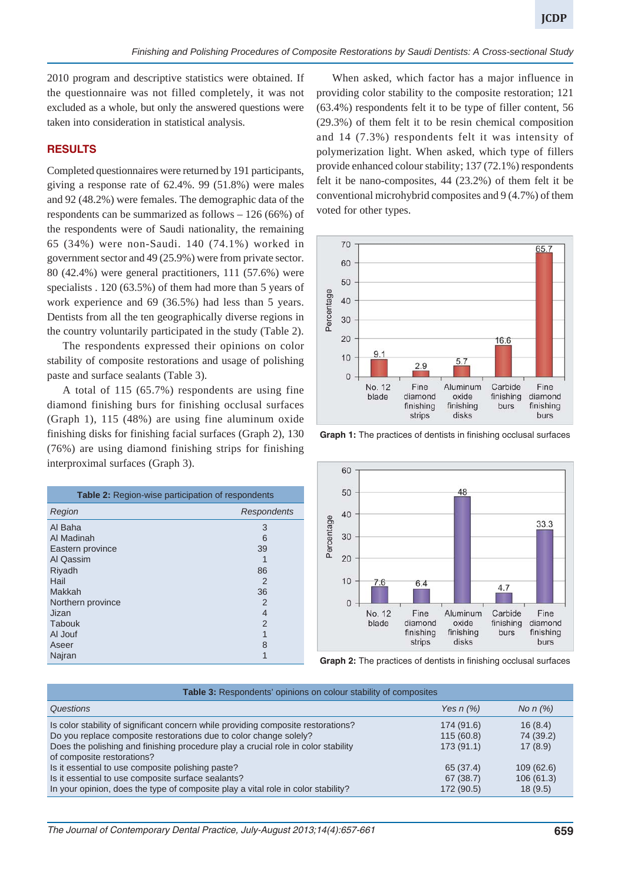2010 program and descriptive statistics were obtained. If the questionnaire was not filled completely, it was not excluded as a whole, but only the answered questions were taken into consideration in statistical analysis.

## RESULTS

Completed questionnaires were returned by 191 participants, giving a response rate of 62.4%. 99 (51.8%) were males and 92 (48.2%) were females. The demographic data of the respondents can be summarized as follows – 126 (66%) of the respondents were of Saudi nationality, the remaining 65 (34%) were non-Saudi. 140 (74.1%) worked in government sector and 49 (25.9%) were from private sector. 80 (42.4%) were general practitioners, 111 (57.6%) were specialists . 120 (63.5%) of them had more than 5 years of work experience and 69 (36.5%) had less than 5 years. Dentists from all the ten geographically diverse regions in the country voluntarily participated in the study (Table 2).

The respondents expressed their opinions on color stability of composite restorations and usage of polishing paste and surface sealants (Table 3).

A total of 115 (65.7%) respondents are using fine diamond finishing burs for finishing occlusal surfaces (Graph 1), 115 (48%) are using fine aluminum oxide finishing disks for finishing facial surfaces (Graph 2), 130 (76%) are using diamond finishing strips for finishing interproximal surfaces (Graph 3).

**Table 2:** Region-wise participation of respondents

| *Region* | *Respondents* |
|---|---|
| Al Baha | 3 |
| Al Madinah | 6 |
| Eastern province | 39 |
| Al Qassim | 1 |
| Riyadh | 86 |
| Hail | 2 |
| Makkah | 36 |
| Northern province | 2 |
| Jizan | 4 |
| Tabouk | 2 |
| Al Jouf | 1 |
| Aseer | 8 |
| Najran | 1 |

When asked, which factor has a major influence in providing color stability to the composite restoration; 121 (63.4%) respondents felt it to be type of filler content, 56 (29.3%) of them felt it to be resin chemical composition and 14 (7.3%) respondents felt it was intensity of polymerization light. When asked, which type of fillers provide enhanced colour stability; 137 (72.1%) respondents felt it be nano-composites, 44 (23.2%) of them felt it be conventional microhybrid composites and 9 (4.7%) of them voted for other types.

| Finishing method | Percentage |
|---|---|
| No. 12 blade | 9.1 |
| Fine diamond finishing strips | 2.9 |
| Aluminum oxide finishing disks | 5.7 |
| Carbide finishing burs | 16.6 |
| Fine diamond finishing burs | 65.7 |

**Graph 1:** The practices of dentists in finishing occlusal surfaces

| Finishing method | Percentage |
|---|---|
| No. 12 blade | 7.6 |
| Fine diamond finishing strips | 6.4 |
| Aluminum oxide finishing disks | 48 |
| Carbide finishing burs | 4.7 |
| Fine diamond finishing burs | 33.3 |

**Graph 2:** The practices of dentists in finishing occlusal surfaces

**Table 3:** Respondents' opinions on colour stability of composites

| *Questions* | *Yes n (%)* | *No n (%)* |
|---|---|---|
| Is color stability of significant concern while providing composite restorations? | 174 (91.6) | 16 (8.4) |
| Do you replace composite restorations due to color change solely? | 115 (60.8) | 74 (39.2) |
| Does the polishing and finishing procedure play a crucial role in color stability of composite restorations? | 173 (91.1) | 17 (8.9) |
| Is it essential to use composite polishing paste? | 65 (37.4) | 109 (62.6) |
| Is it essential to use composite surface sealants? | 67 (38.7) | 106 (61.3) |
| In your opinion, does the type of composite play a vital role in color stability? | 172 (90.5) | 18 (9.5) |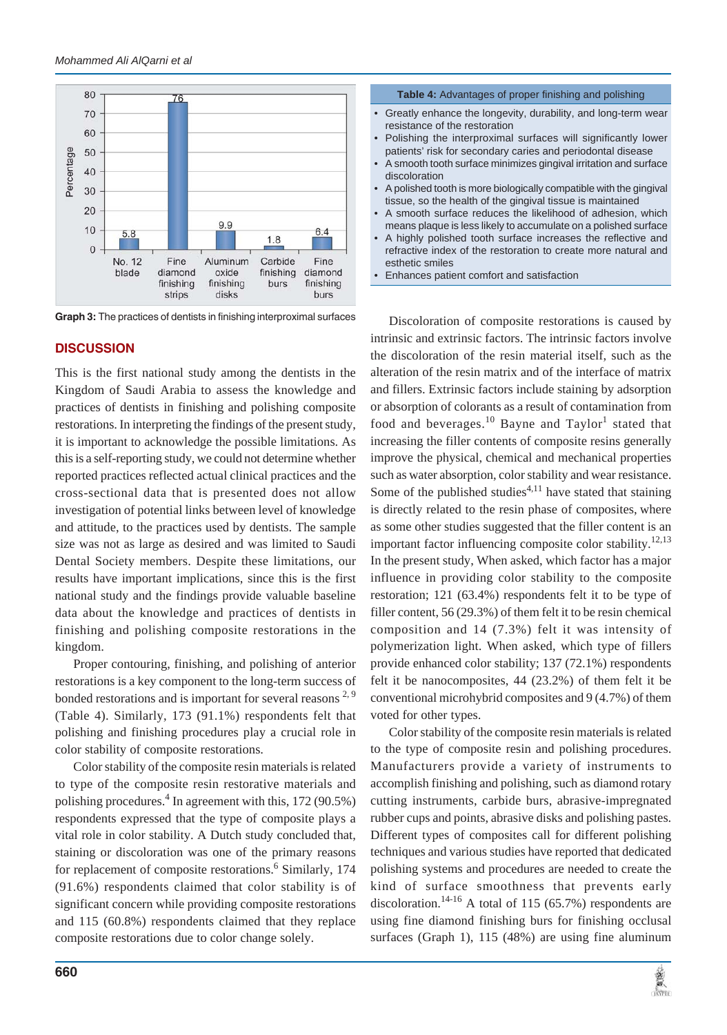Graph 3: The practices of dentists in finishing interproximal surfaces

| Practice | Percentage |
|---|---|
| No. 12 blade | 5.8 |
| Fine diamond finishing strips | 76 |
| Aluminum oxide finishing disks | 9.9 |
| Carbide finishing burs | 1.8 |
| Fine diamond finishing burs | 6.4 |

## DISCUSSION

This is the first national study among the dentists in the Kingdom of Saudi Arabia to assess the knowledge and practices of dentists in finishing and polishing composite restorations. In interpreting the findings of the present study, it is important to acknowledge the possible limitations. As this is a self-reporting study, we could not determine whether reported practices reflected actual clinical practices and the cross-sectional data that is presented does not allow investigation of potential links between level of knowledge and attitude, to the practices used by dentists. The sample size was not as large as desired and was limited to Saudi Dental Society members. Despite these limitations, our results have important implications, since this is the first national study and the findings provide valuable baseline data about the knowledge and practices of dentists in finishing and polishing composite restorations in the kingdom.

Proper contouring, finishing, and polishing of anterior restorations is a key component to the long-term success of bonded restorations and is important for several reasons [2, 9] (Table 4). Similarly, 173 (91.1%) respondents felt that polishing and finishing procedures play a crucial role in color stability of composite restorations.

Color stability of the composite resin materials is related to type of the composite resin restorative materials and polishing procedures.[4] In agreement with this, 172 (90.5%) respondents expressed that the type of composite plays a vital role in color stability. A Dutch study concluded that, staining or discoloration was one of the primary reasons for replacement of composite restorations.[6] Similarly, 174 (91.6%) respondents claimed that color stability is of significant concern while providing composite restorations and 115 (60.8%) respondents claimed that they replace composite restorations due to color change solely.

**Table 4:** Advantages of proper finishing and polishing

- Greatly enhance the longevity, durability, and long-term wear resistance of the restoration
- Polishing the interproximal surfaces will significantly lower patients' risk for secondary caries and periodontal disease
- A smooth tooth surface minimizes gingival irritation and surface discoloration
- A polished tooth is more biologically compatible with the gingival tissue, so the health of the gingival tissue is maintained
- A smooth surface reduces the likelihood of adhesion, which means plaque is less likely to accumulate on a polished surface
- A highly polished tooth surface increases the reflective and refractive index of the restoration to create more natural and esthetic smiles
- Enhances patient comfort and satisfaction

Discoloration of composite restorations is caused by intrinsic and extrinsic factors. The intrinsic factors involve the discoloration of the resin material itself, such as the alteration of the resin matrix and of the interface of matrix and fillers. Extrinsic factors include staining by adsorption or absorption of colorants as a result of contamination from food and beverages.[10] Bayne and Taylor[1] stated that increasing the filler contents of composite resins generally improve the physical, chemical and mechanical properties such as water absorption, color stability and wear resistance. Some of the published studies[4,11] have stated that staining is directly related to the resin phase of composites, where as some other studies suggested that the filler content is an important factor influencing composite color stability.[12,13] In the present study, When asked, which factor has a major influence in providing color stability to the composite restoration; 121 (63.4%) respondents felt it to be type of filler content, 56 (29.3%) of them felt it to be resin chemical composition and 14 (7.3%) felt it was intensity of polymerization light. When asked, which type of fillers provide enhanced color stability; 137 (72.1%) respondents felt it be nanocomposites, 44 (23.2%) of them felt it be conventional microhybrid composites and 9 (4.7%) of them voted for other types.

Color stability of the composite resin materials is related to the type of composite resin and polishing procedures. Manufacturers provide a variety of instruments to accomplish finishing and polishing, such as diamond rotary cutting instruments, carbide burs, abrasive-impregnated rubber cups and points, abrasive disks and polishing pastes. Different types of composites call for different polishing techniques and various studies have reported that dedicated polishing systems and procedures are needed to create the kind of surface smoothness that prevents early discoloration.[14-16] A total of 115 (65.7%) respondents are using fine diamond finishing burs for finishing occlusal surfaces (Graph 1), 115 (48%) are using fine aluminum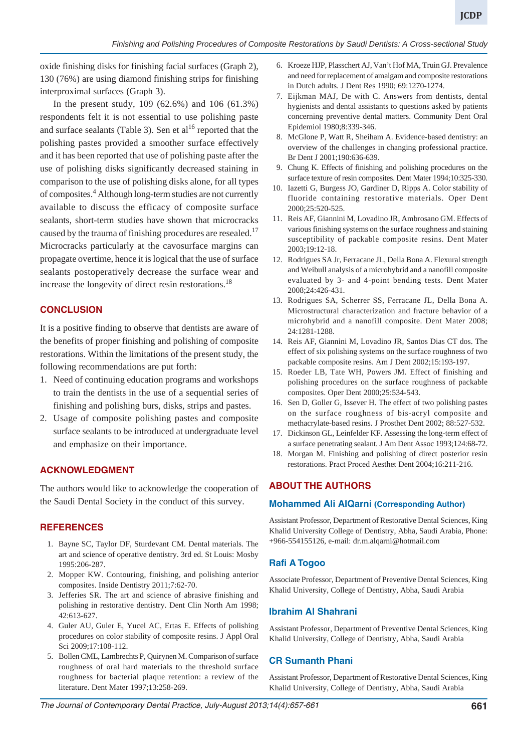oxide finishing disks for finishing facial surfaces (Graph 2), 130 (76%) are using diamond finishing strips for finishing interproximal surfaces (Graph 3).

In the present study, 109 (62.6%) and 106 (61.3%) respondents felt it is not essential to use polishing paste and surface sealants (Table 3). Sen et al[16] reported that the polishing pastes provided a smoother surface effectively and it has been reported that use of polishing paste after the use of polishing disks significantly decreased staining in comparison to the use of polishing disks alone, for all types of composites.[4] Although long-term studies are not currently available to discuss the efficacy of composite surface sealants, short-term studies have shown that microcracks caused by the trauma of finishing procedures are resealed.[17] Microcracks particularly at the cavosurface margins can propagate overtime, hence it is logical that the use of surface sealants postoperatively decrease the surface wear and increase the longevity of direct resin restorations.[18]

## CONCLUSION

It is a positive finding to observe that dentists are aware of the benefits of proper finishing and polishing of composite restorations. Within the limitations of the present study, the following recommendations are put forth:

1. Need of continuing education programs and workshops to train the dentists in the use of a sequential series of finishing and polishing burs, disks, strips and pastes.
2. Usage of composite polishing pastes and composite surface sealants to be introduced at undergraduate level and emphasize on their importance.

## ACKNOWLEDGMENT

The authors would like to acknowledge the cooperation of the Saudi Dental Society in the conduct of this survey.

## REFERENCES

1. Bayne SC, Taylor DF, Sturdevant CM. Dental materials. The art and science of operative dentistry. 3rd ed. St Louis: Mosby 1995:206-287.
2. Mopper KW. Contouring, finishing, and polishing anterior composites. Inside Dentistry 2011;7:62-70.
3. Jefferies SR. The art and science of abrasive finishing and polishing in restorative dentistry. Dent Clin North Am 1998; 42:613-627.
4. Guler AU, Guler E, Yucel AC, Ertas E. Effects of polishing procedures on color stability of composite resins. J Appl Oral Sci 2009;17:108-112.
5. Bollen CML, Lambrechts P, Quirynen M. Comparison of surface roughness of oral hard materials to the threshold surface roughness for bacterial plaque retention: a review of the literature. Dent Mater 1997;13:258-269.
6. Kroeze HJP, Plasschert AJ, Van't Hof MA, Truin GJ. Prevalence and need for replacement of amalgam and composite restorations in Dutch adults. J Dent Res 1990; 69:1270-1274.
7. Eijkman MAJ, De with C. Answers from dentists, dental hygienists and dental assistants to questions asked by patients concerning preventive dental matters. Community Dent Oral Epidemiol 1980;8:339-346.
8. McGlone P, Watt R, Sheiham A. Evidence-based dentistry: an overview of the challenges in changing professional practice. Br Dent J 2001;190:636-639.
9. Chung K. Effects of finishing and polishing procedures on the surface texture of resin composites. Dent Mater 1994;10:325-330.
10. Iazetti G, Burgess JO, Gardiner D, Ripps A. Color stability of fluoride containing restorative materials. Oper Dent 2000;25:520-525.
11. Reis AF, Giannini M, Lovadino JR, Ambrosano GM. Effects of various finishing systems on the surface roughness and staining susceptibility of packable composite resins. Dent Mater 2003;19:12-18.
12. Rodrigues SA Jr, Ferracane JL, Della Bona A. Flexural strength and Weibull analysis of a microhybrid and a nanofill composite evaluated by 3- and 4-point bending tests. Dent Mater 2008;24:426-431.
13. Rodrigues SA, Scherrer SS, Ferracane JL, Della Bona A. Microstructural characterization and fracture behavior of a microhybrid and a nanofill composite. Dent Mater 2008; 24:1281-1288.
14. Reis AF, Giannini M, Lovadino JR, Santos Dias CT dos. The effect of six polishing systems on the surface roughness of two packable composite resins. Am J Dent 2002;15:193-197.
15. Roeder LB, Tate WH, Powers JM. Effect of finishing and polishing procedures on the surface roughness of packable composites. Oper Dent 2000;25:534-543.
16. Sen D, Goller G, Issever H. The effect of two polishing pastes on the surface roughness of bis-acryl composite and methacrylate-based resins. J Prosthet Dent 2002; 88:527-532.
17. Dickinson GL, Leinfelder KF. Assessing the long-term effect of a surface penetrating sealant. J Am Dent Assoc 1993;124:68-72.
18. Morgan M. Finishing and polishing of direct posterior resin restorations. Pract Proced Aesthet Dent 2004;16:211-216.

## ABOUT THE AUTHORS

### Mohammed Ali AlQarni (Corresponding Author)

Assistant Professor, Department of Restorative Dental Sciences, King Khalid University College of Dentistry, Abha, Saudi Arabia, Phone: +966-554155126, e-mail: dr.m.alqarni@hotmail.com

### Rafi A Togoo

Associate Professor, Department of Preventive Dental Sciences, King Khalid University, College of Dentistry, Abha, Saudi Arabia

### Ibrahim Al Shahrani

Assistant Professor, Department of Preventive Dental Sciences, King Khalid University, College of Dentistry, Abha, Saudi Arabia

### CR Sumanth Phani

Assistant Professor, Department of Restorative Dental Sciences, King Khalid University, College of Dentistry, Abha, Saudi Arabia